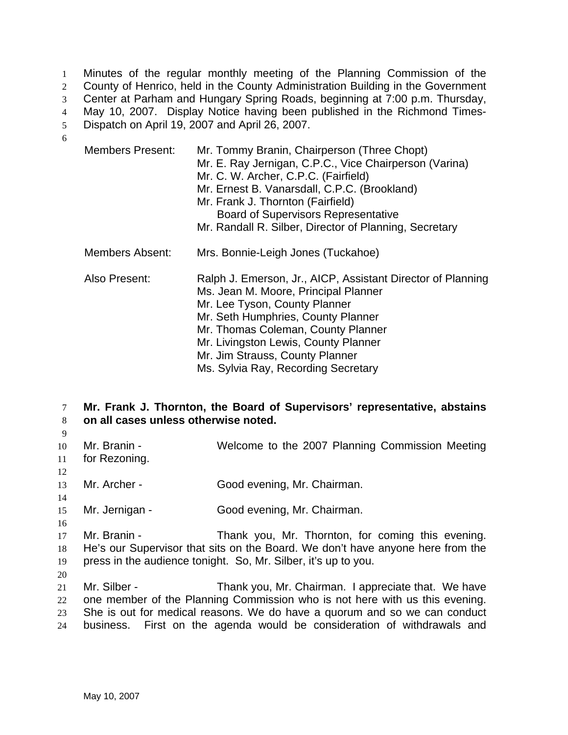Minutes of the regular monthly meeting of the Planning Commission of the County of Henrico, held in the County Administration Building in the Government Center at Parham and Hungary Spring Roads, beginning at 7:00 p.m. Thursday, May 10, 2007. Display Notice having been published in the Richmond Times-Dispatch on April 19, 2007 and April 26, 2007.

| | |
|---|---|
| Members Present: | Mr. Tommy Branin, Chairperson (Three Chopt)<br>Mr. E. Ray Jernigan, C.P.C., Vice Chairperson (Varina)<br>Mr. C. W. Archer, C.P.C. (Fairfield)<br>Mr. Ernest B. Vanarsdall, C.P.C. (Brookland)<br>Mr. Frank J. Thornton (Fairfield)<br>Board of Supervisors Representative<br>Mr. Randall R. Silber, Director of Planning, Secretary |
| Members Absent: | Mrs. Bonnie-Leigh Jones (Tuckahoe) |
| Also Present: | Ralph J. Emerson, Jr., AICP, Assistant Director of Planning<br>Ms. Jean M. Moore, Principal Planner<br>Mr. Lee Tyson, County Planner<br>Mr. Seth Humphries, County Planner<br>Mr. Thomas Coleman, County Planner<br>Mr. Livingston Lewis, County Planner<br>Mr. Jim Strauss, County Planner<br>Ms. Sylvia Ray, Recording Secretary |

**Mr. Frank J. Thornton, the Board of Supervisors' representative, abstains on all cases unless otherwise noted.**

Mr. Branin - Welcome to the 2007 Planning Commission Meeting for Rezoning.

Mr. Archer - Good evening, Mr. Chairman.

Mr. Jernigan - Good evening, Mr. Chairman.

Mr. Branin - Thank you, Mr. Thornton, for coming this evening. He's our Supervisor that sits on the Board. We don't have anyone here from the press in the audience tonight. So, Mr. Silber, it's up to you.

Mr. Silber - Thank you, Mr. Chairman. I appreciate that. We have one member of the Planning Commission who is not here with us this evening. She is out for medical reasons. We do have a quorum and so we can conduct business. First on the agenda would be consideration of withdrawals and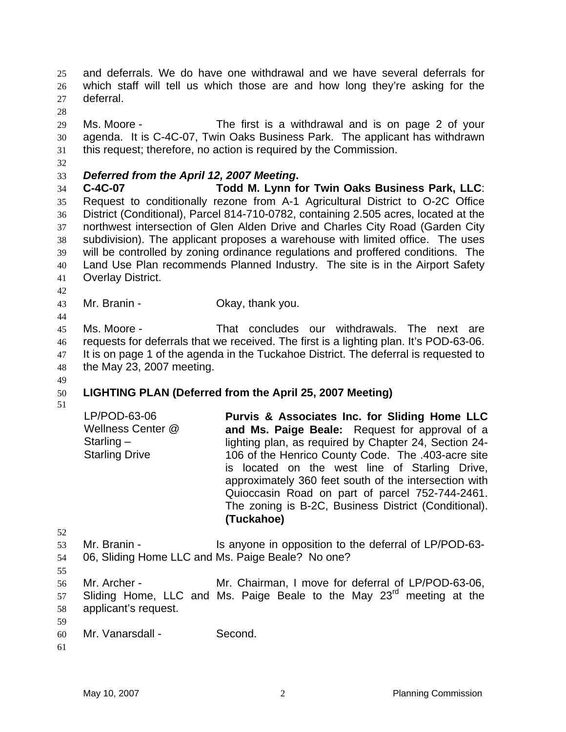and deferrals. We do have one withdrawal and we have several deferrals for which staff will tell us which those are and how long they're asking for the deferral.

Ms. Moore - The first is a withdrawal and is on page 2 of your agenda. It is C-4C-07, Twin Oaks Business Park. The applicant has withdrawn this request; therefore, no action is required by the Commission.

***Deferred from the April 12, 2007 Meeting*.**

**C-4C-07 Todd M. Lynn for Twin Oaks Business Park, LLC**: Request to conditionally rezone from A-1 Agricultural District to O-2C Office District (Conditional), Parcel 814-710-0782, containing 2.505 acres, located at the northwest intersection of Glen Alden Drive and Charles City Road (Garden City subdivision). The applicant proposes a warehouse with limited office. The uses will be controlled by zoning ordinance regulations and proffered conditions. The Land Use Plan recommends Planned Industry. The site is in the Airport Safety Overlay District.

Mr. Branin - Okay, thank you.

Ms. Moore - That concludes our withdrawals. The next are requests for deferrals that we received. The first is a lighting plan. It's POD-63-06. It is on page 1 of the agenda in the Tuckahoe District. The deferral is requested to the May 23, 2007 meeting.

**LIGHTING PLAN (Deferred from the April 25, 2007 Meeting)**

| | |
|---|---|
| LP/POD-63-06<br>Wellness Center @ Starling –<br>Starling Drive | **Purvis & Associates Inc. for Sliding Home LLC and Ms. Paige Beale:** Request for approval of a lighting plan, as required by Chapter 24, Section 24-106 of the Henrico County Code. The .403-acre site is located on the west line of Starling Drive, approximately 360 feet south of the intersection with Quioccasin Road on part of parcel 752-744-2461. The zoning is B-2C, Business District (Conditional). **(Tuckahoe)** |

Mr. Branin - Is anyone in opposition to the deferral of LP/POD-63-06, Sliding Home LLC and Ms. Paige Beale? No one?

Mr. Archer - Mr. Chairman, I move for deferral of LP/POD-63-06, Sliding Home, LLC and Ms. Paige Beale to the May 23rd meeting at the applicant's request.

Mr. Vanarsdall - Second.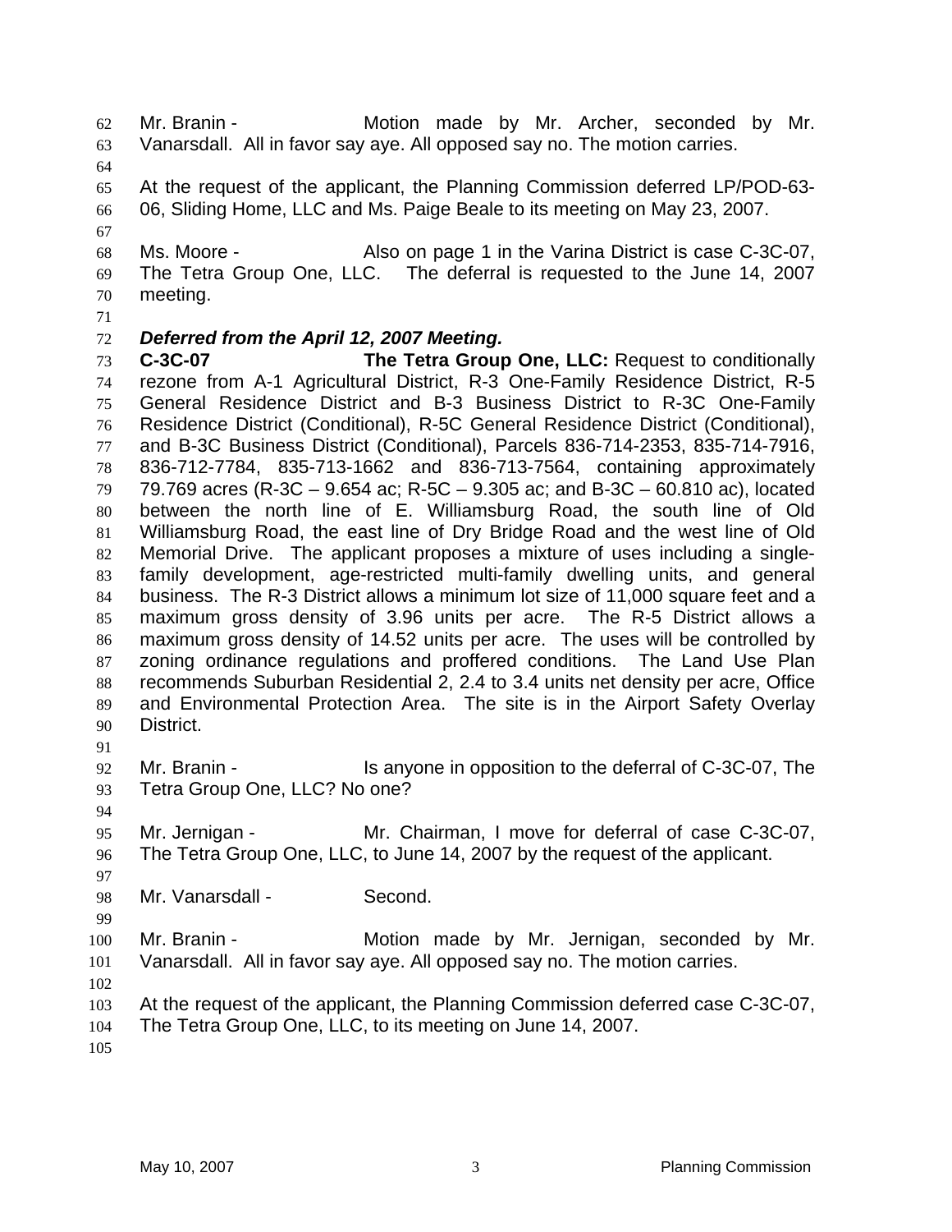Mr. Branin - Motion made by Mr. Archer, seconded by Mr. Vanarsdall. All in favor say aye. All opposed say no. The motion carries.

At the request of the applicant, the Planning Commission deferred LP/POD-63-06, Sliding Home, LLC and Ms. Paige Beale to its meeting on May 23, 2007.

Ms. Moore - Also on page 1 in the Varina District is case C-3C-07, The Tetra Group One, LLC. The deferral is requested to the June 14, 2007 meeting.

***Deferred from the April 12, 2007 Meeting.***

**C-3C-07** **The Tetra Group One, LLC:** Request to conditionally rezone from A-1 Agricultural District, R-3 One-Family Residence District, R-5 General Residence District and B-3 Business District to R-3C One-Family Residence District (Conditional), R-5C General Residence District (Conditional), and B-3C Business District (Conditional), Parcels 836-714-2353, 835-714-7916, 836-712-7784, 835-713-1662 and 836-713-7564, containing approximately 79.769 acres (R-3C – 9.654 ac; R-5C – 9.305 ac; and B-3C – 60.810 ac), located between the north line of E. Williamsburg Road, the south line of Old Williamsburg Road, the east line of Dry Bridge Road and the west line of Old Memorial Drive. The applicant proposes a mixture of uses including a single-family development, age-restricted multi-family dwelling units, and general business. The R-3 District allows a minimum lot size of 11,000 square feet and a maximum gross density of 3.96 units per acre. The R-5 District allows a maximum gross density of 14.52 units per acre. The uses will be controlled by zoning ordinance regulations and proffered conditions. The Land Use Plan recommends Suburban Residential 2, 2.4 to 3.4 units net density per acre, Office and Environmental Protection Area. The site is in the Airport Safety Overlay District.

Mr. Branin - Is anyone in opposition to the deferral of C-3C-07, The Tetra Group One, LLC? No one?

Mr. Jernigan - Mr. Chairman, I move for deferral of case C-3C-07, The Tetra Group One, LLC, to June 14, 2007 by the request of the applicant.

Mr. Vanarsdall - Second.

Mr. Branin - Motion made by Mr. Jernigan, seconded by Mr. Vanarsdall. All in favor say aye. All opposed say no. The motion carries.

At the request of the applicant, the Planning Commission deferred case C-3C-07, The Tetra Group One, LLC, to its meeting on June 14, 2007.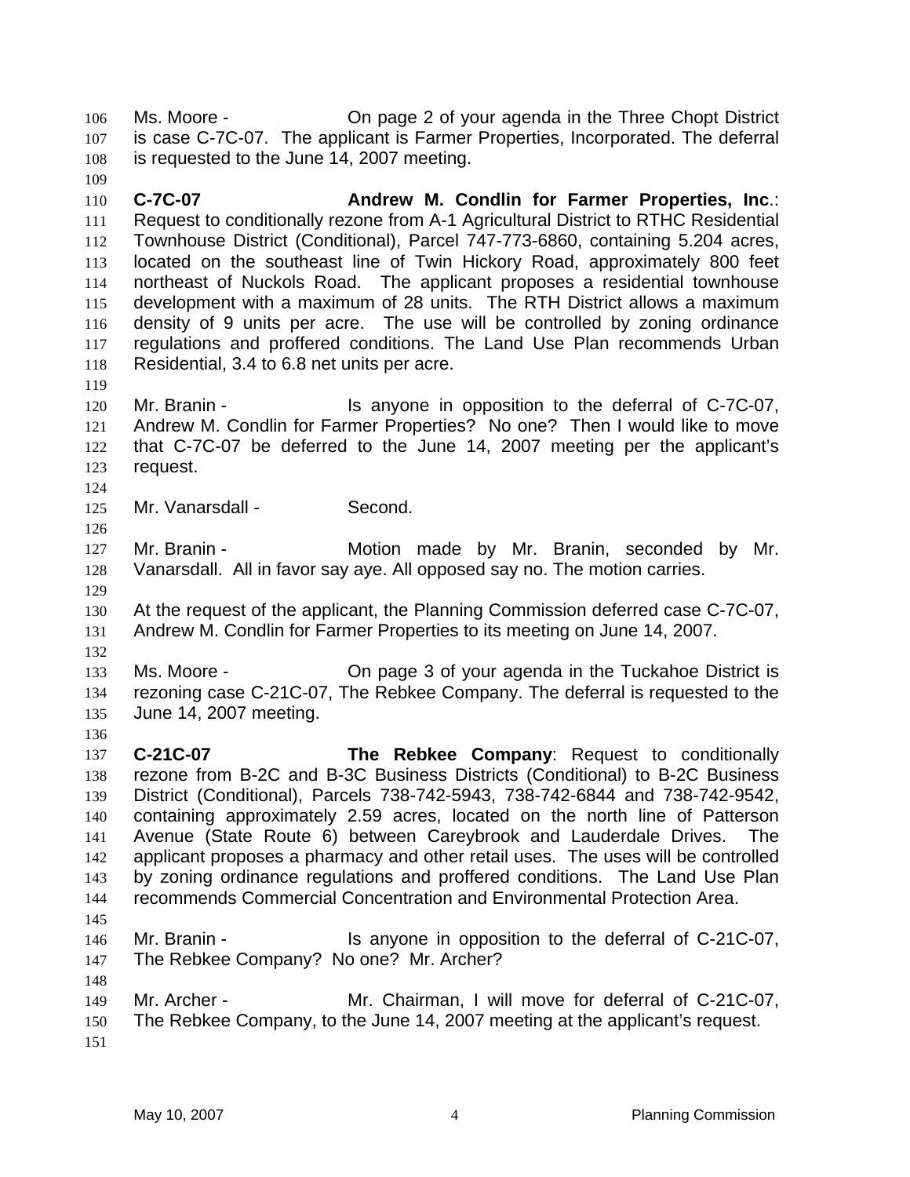Ms. Moore - On page 2 of your agenda in the Three Chopt District is case C-7C-07. The applicant is Farmer Properties, Incorporated. The deferral is requested to the June 14, 2007 meeting.

**C-7C-07** **Andrew M. Condlin for Farmer Properties, Inc**.: Request to conditionally rezone from A-1 Agricultural District to RTHC Residential Townhouse District (Conditional), Parcel 747-773-6860, containing 5.204 acres, located on the southeast line of Twin Hickory Road, approximately 800 feet northeast of Nuckols Road. The applicant proposes a residential townhouse development with a maximum of 28 units. The RTH District allows a maximum density of 9 units per acre. The use will be controlled by zoning ordinance regulations and proffered conditions. The Land Use Plan recommends Urban Residential, 3.4 to 6.8 net units per acre.

Mr. Branin - Is anyone in opposition to the deferral of C-7C-07, Andrew M. Condlin for Farmer Properties? No one? Then I would like to move that C-7C-07 be deferred to the June 14, 2007 meeting per the applicant's request.

Mr. Vanarsdall - Second.

Mr. Branin - Motion made by Mr. Branin, seconded by Mr. Vanarsdall. All in favor say aye. All opposed say no. The motion carries.

At the request of the applicant, the Planning Commission deferred case C-7C-07, Andrew M. Condlin for Farmer Properties to its meeting on June 14, 2007.

Ms. Moore - On page 3 of your agenda in the Tuckahoe District is rezoning case C-21C-07, The Rebkee Company. The deferral is requested to the June 14, 2007 meeting.

**C-21C-07** **The Rebkee Company**: Request to conditionally rezone from B-2C and B-3C Business Districts (Conditional) to B-2C Business District (Conditional), Parcels 738-742-5943, 738-742-6844 and 738-742-9542, containing approximately 2.59 acres, located on the north line of Patterson Avenue (State Route 6) between Careybrook and Lauderdale Drives. The applicant proposes a pharmacy and other retail uses. The uses will be controlled by zoning ordinance regulations and proffered conditions. The Land Use Plan recommends Commercial Concentration and Environmental Protection Area.

Mr. Branin - Is anyone in opposition to the deferral of C-21C-07, The Rebkee Company? No one? Mr. Archer?

Mr. Archer - Mr. Chairman, I will move for deferral of C-21C-07, The Rebkee Company, to the June 14, 2007 meeting at the applicant's request.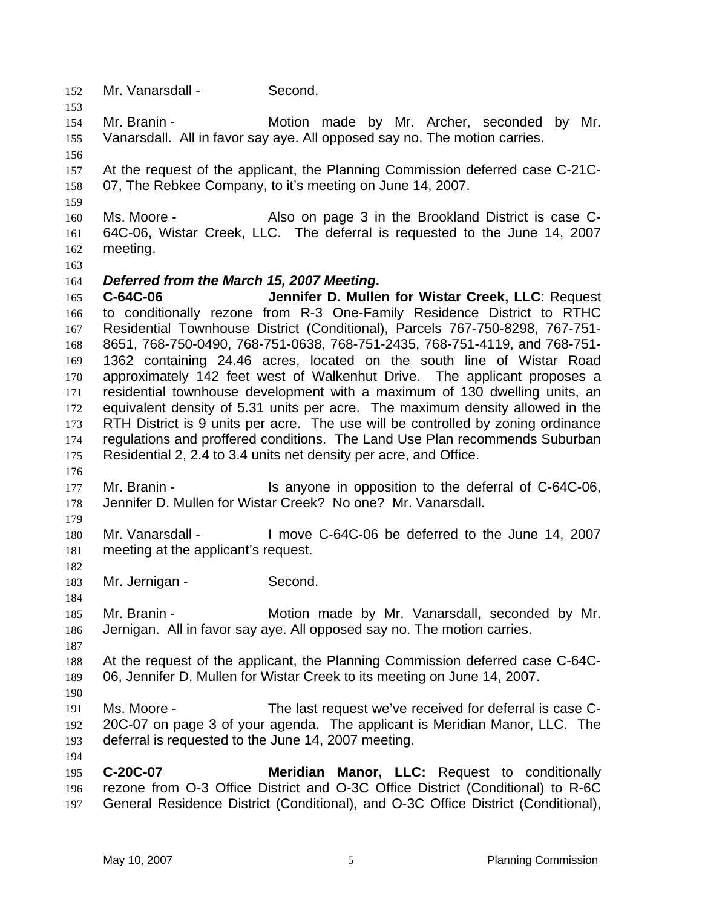Mr. Vanarsdall - Second.

Mr. Branin - Motion made by Mr. Archer, seconded by Mr. Vanarsdall. All in favor say aye. All opposed say no. The motion carries.

At the request of the applicant, the Planning Commission deferred case C-21C-07, The Rebkee Company, to it's meeting on June 14, 2007.

Ms. Moore - Also on page 3 in the Brookland District is case C-64C-06, Wistar Creek, LLC. The deferral is requested to the June 14, 2007 meeting.

***Deferred from the March 15, 2007 Meeting*.**

**C-64C-06 Jennifer D. Mullen for Wistar Creek, LLC**: Request to conditionally rezone from R-3 One-Family Residence District to RTHC Residential Townhouse District (Conditional), Parcels 767-750-8298, 767-751-8651, 768-750-0490, 768-751-0638, 768-751-2435, 768-751-4119, and 768-751-1362 containing 24.46 acres, located on the south line of Wistar Road approximately 142 feet west of Walkenhut Drive. The applicant proposes a residential townhouse development with a maximum of 130 dwelling units, an equivalent density of 5.31 units per acre. The maximum density allowed in the RTH District is 9 units per acre. The use will be controlled by zoning ordinance regulations and proffered conditions. The Land Use Plan recommends Suburban Residential 2, 2.4 to 3.4 units net density per acre, and Office.

Mr. Branin - Is anyone in opposition to the deferral of C-64C-06, Jennifer D. Mullen for Wistar Creek? No one? Mr. Vanarsdall.

Mr. Vanarsdall - I move C-64C-06 be deferred to the June 14, 2007 meeting at the applicant's request.

Mr. Jernigan - Second.

Mr. Branin - Motion made by Mr. Vanarsdall, seconded by Mr. Jernigan. All in favor say aye. All opposed say no. The motion carries.

At the request of the applicant, the Planning Commission deferred case C-64C-06, Jennifer D. Mullen for Wistar Creek to its meeting on June 14, 2007.

Ms. Moore - The last request we've received for deferral is case C-20C-07 on page 3 of your agenda. The applicant is Meridian Manor, LLC. The deferral is requested to the June 14, 2007 meeting.

**C-20C-07 Meridian Manor, LLC:** Request to conditionally rezone from O-3 Office District and O-3C Office District (Conditional) to R-6C General Residence District (Conditional), and O-3C Office District (Conditional),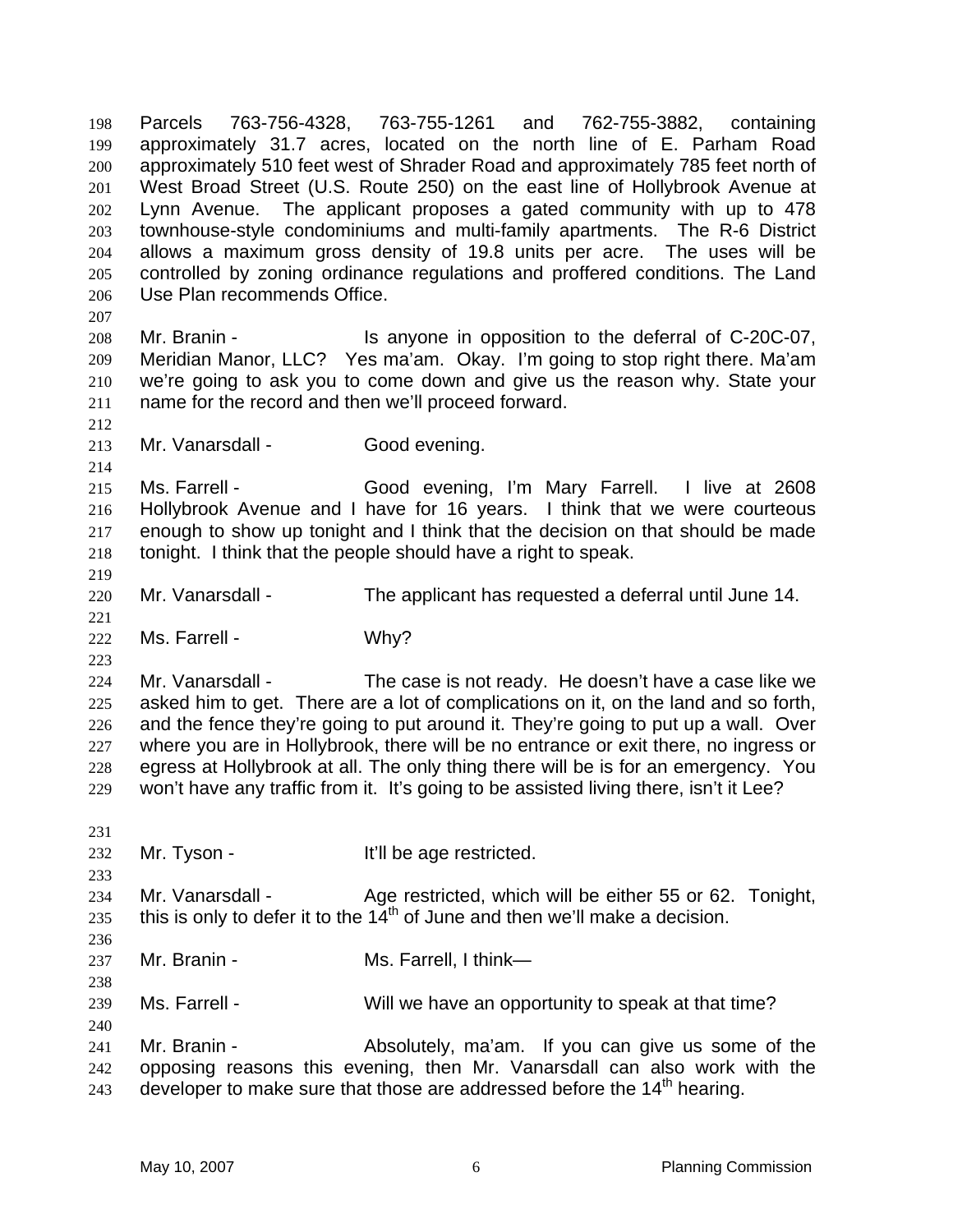Parcels 763-756-4328, 763-755-1261 and 762-755-3882, containing approximately 31.7 acres, located on the north line of E. Parham Road approximately 510 feet west of Shrader Road and approximately 785 feet north of West Broad Street (U.S. Route 250) on the east line of Hollybrook Avenue at Lynn Avenue. The applicant proposes a gated community with up to 478 townhouse-style condominiums and multi-family apartments. The R-6 District allows a maximum gross density of 19.8 units per acre. The uses will be controlled by zoning ordinance regulations and proffered conditions. The Land Use Plan recommends Office.

Mr. Branin - Is anyone in opposition to the deferral of C-20C-07, Meridian Manor, LLC? Yes ma'am. Okay. I'm going to stop right there. Ma'am we're going to ask you to come down and give us the reason why. State your name for the record and then we'll proceed forward.

Mr. Vanarsdall - Good evening.

Ms. Farrell - Good evening, I'm Mary Farrell. I live at 2608 Hollybrook Avenue and I have for 16 years. I think that we were courteous enough to show up tonight and I think that the decision on that should be made tonight. I think that the people should have a right to speak.

Mr. Vanarsdall - The applicant has requested a deferral until June 14.

Ms. Farrell - Why?

Mr. Vanarsdall - The case is not ready. He doesn't have a case like we asked him to get. There are a lot of complications on it, on the land and so forth, and the fence they're going to put around it. They're going to put up a wall. Over where you are in Hollybrook, there will be no entrance or exit there, no ingress or egress at Hollybrook at all. The only thing there will be is for an emergency. You won't have any traffic from it. It's going to be assisted living there, isn't it Lee?

Mr. Tyson - It'll be age restricted.

Mr. Vanarsdall - Age restricted, which will be either 55 or 62. Tonight, this is only to defer it to the 14th of June and then we'll make a decision.

Mr. Branin - Ms. Farrell, I think—

Ms. Farrell - Will we have an opportunity to speak at that time?

Mr. Branin - Absolutely, ma'am. If you can give us some of the opposing reasons this evening, then Mr. Vanarsdall can also work with the developer to make sure that those are addressed before the 14th hearing.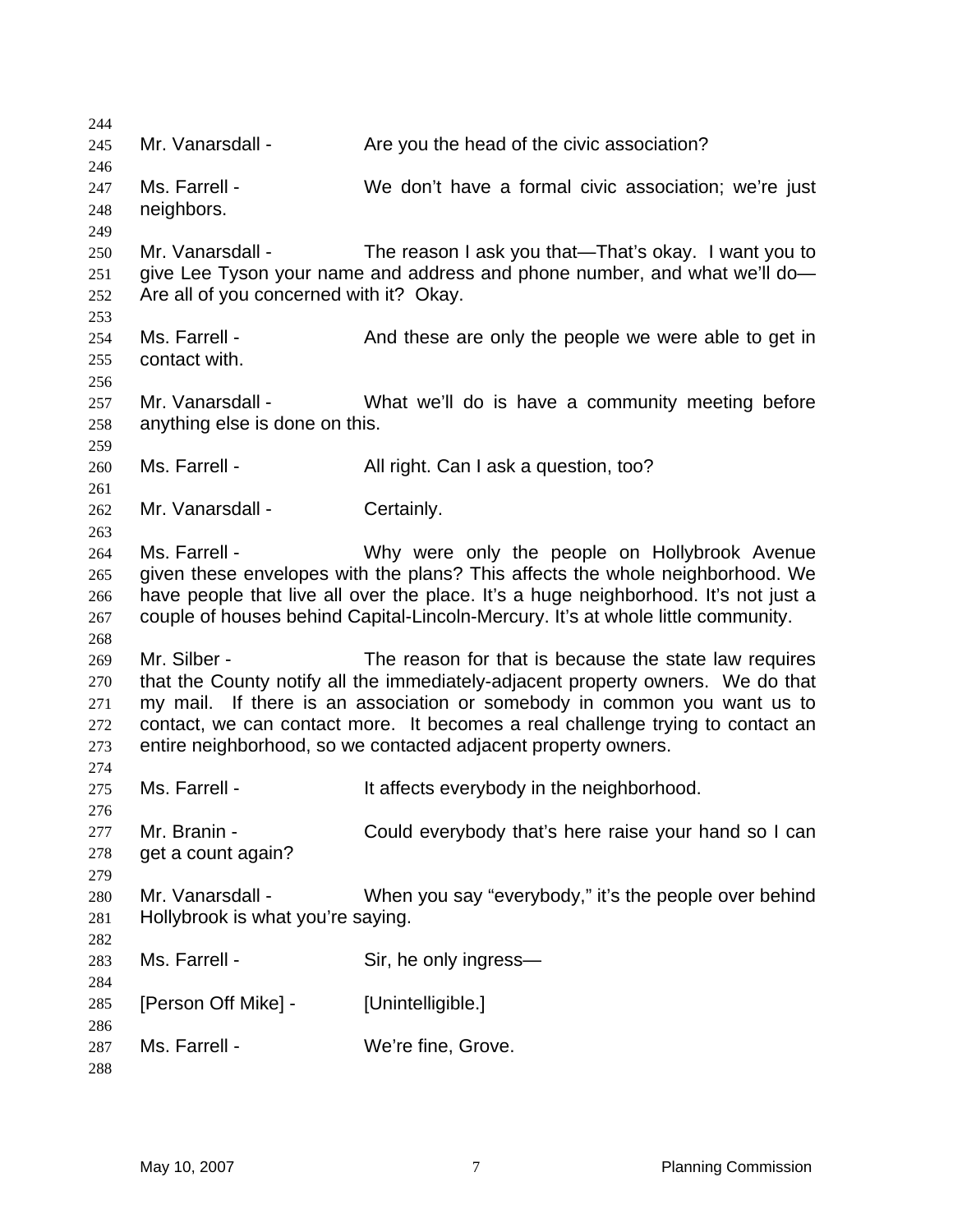Mr. Vanarsdall - Are you the head of the civic association?

Ms. Farrell - We don't have a formal civic association; we're just neighbors.

Mr. Vanarsdall - The reason I ask you that—That's okay. I want you to give Lee Tyson your name and address and phone number, and what we'll do— Are all of you concerned with it? Okay.

Ms. Farrell - And these are only the people we were able to get in contact with.

Mr. Vanarsdall - What we'll do is have a community meeting before anything else is done on this.

Ms. Farrell - All right. Can I ask a question, too?

Mr. Vanarsdall - Certainly.

Ms. Farrell - Why were only the people on Hollybrook Avenue given these envelopes with the plans? This affects the whole neighborhood. We have people that live all over the place. It's a huge neighborhood. It's not just a couple of houses behind Capital-Lincoln-Mercury. It's at whole little community.

Mr. Silber - The reason for that is because the state law requires that the County notify all the immediately-adjacent property owners. We do that my mail. If there is an association or somebody in common you want us to contact, we can contact more. It becomes a real challenge trying to contact an entire neighborhood, so we contacted adjacent property owners.

Ms. Farrell - It affects everybody in the neighborhood.

Mr. Branin - Could everybody that's here raise your hand so I can get a count again?

Mr. Vanarsdall - When you say "everybody," it's the people over behind Hollybrook is what you're saying.

Ms. Farrell - Sir, he only ingress—

[Person Off Mike] - [Unintelligible.]

Ms. Farrell - We're fine, Grove.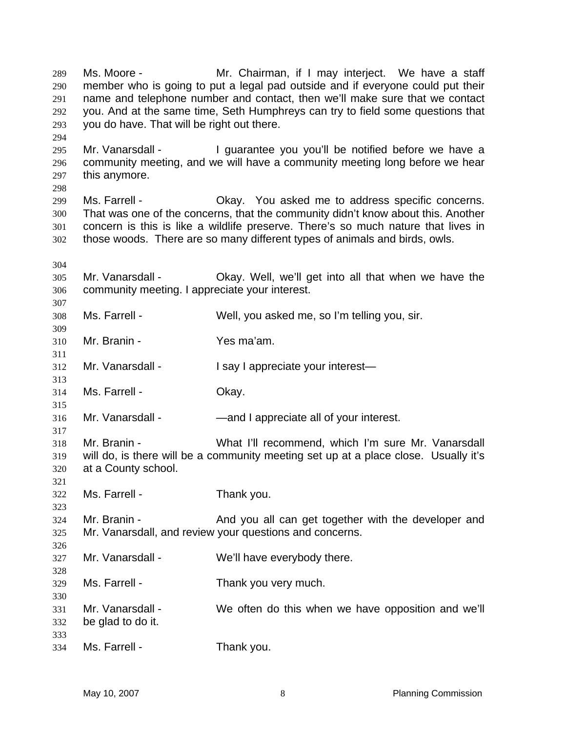Ms. Moore - Mr. Chairman, if I may interject. We have a staff member who is going to put a legal pad outside and if everyone could put their name and telephone number and contact, then we'll make sure that we contact you. And at the same time, Seth Humphreys can try to field some questions that you do have. That will be right out there.

Mr. Vanarsdall - I guarantee you you'll be notified before we have a community meeting, and we will have a community meeting long before we hear this anymore.

Ms. Farrell - Okay. You asked me to address specific concerns. That was one of the concerns, that the community didn't know about this. Another concern is this is like a wildlife preserve. There's so much nature that lives in those woods. There are so many different types of animals and birds, owls.

Mr. Vanarsdall - Okay. Well, we'll get into all that when we have the community meeting. I appreciate your interest.

Ms. Farrell - Well, you asked me, so I'm telling you, sir.

Mr. Branin - Yes ma'am.

Mr. Vanarsdall - I say I appreciate your interest—

Ms. Farrell - Okay.

Mr. Vanarsdall - —and I appreciate all of your interest.

Mr. Branin - What I'll recommend, which I'm sure Mr. Vanarsdall will do, is there will be a community meeting set up at a place close. Usually it's at a County school.

Ms. Farrell - Thank you.

Mr. Branin - And you all can get together with the developer and Mr. Vanarsdall, and review your questions and concerns.

Mr. Vanarsdall - We'll have everybody there.

Ms. Farrell - Thank you very much.

Mr. Vanarsdall - We often do this when we have opposition and we'll be glad to do it.

Ms. Farrell - Thank you.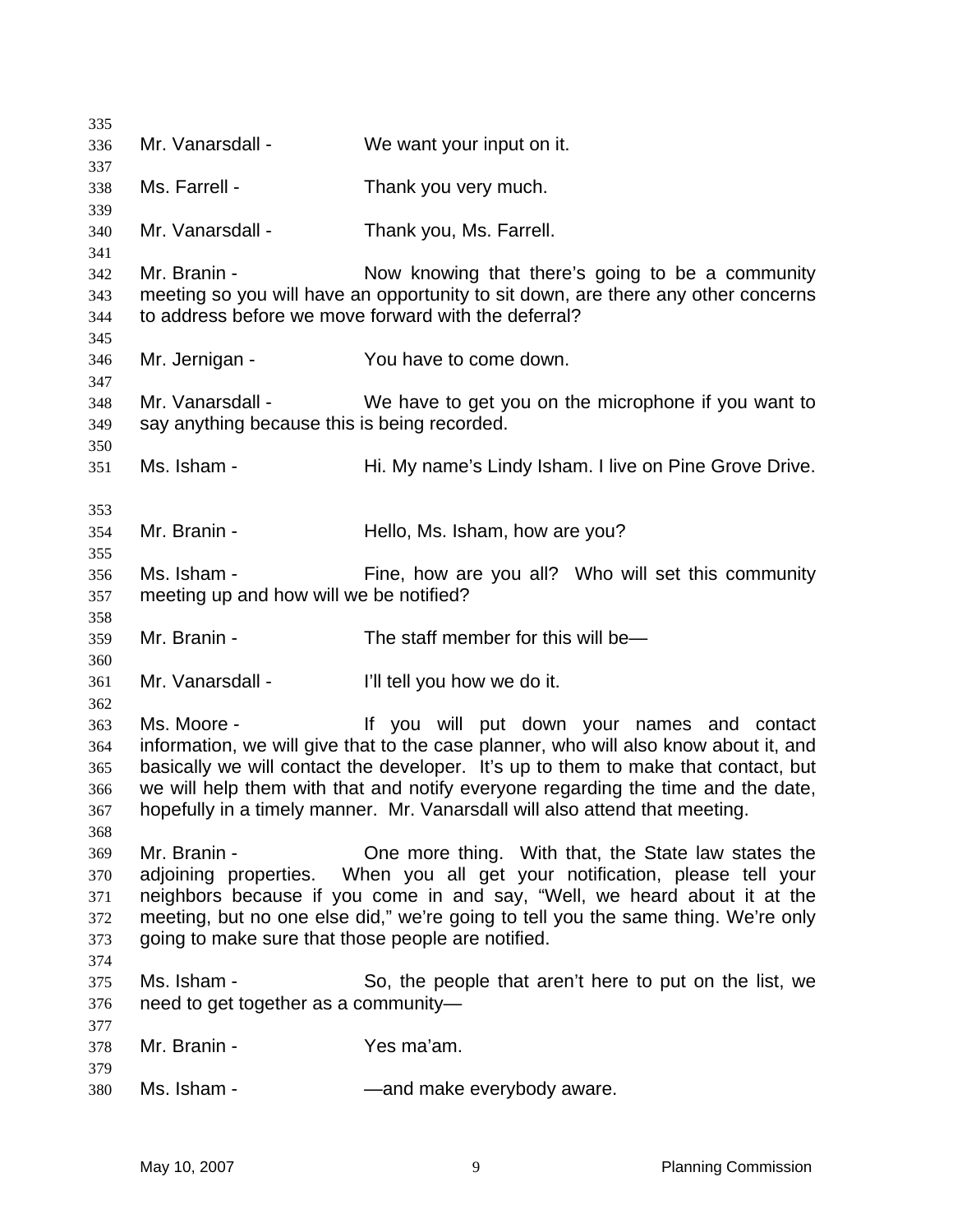Mr. Vanarsdall - We want your input on it.

Ms. Farrell - Thank you very much.

Mr. Vanarsdall - Thank you, Ms. Farrell.

Mr. Branin - Now knowing that there's going to be a community meeting so you will have an opportunity to sit down, are there any other concerns to address before we move forward with the deferral?

Mr. Jernigan - You have to come down.

Mr. Vanarsdall - We have to get you on the microphone if you want to say anything because this is being recorded.

Ms. Isham - Hi. My name's Lindy Isham. I live on Pine Grove Drive.

Mr. Branin - Hello, Ms. Isham, how are you?

Ms. Isham - Fine, how are you all? Who will set this community meeting up and how will we be notified?

Mr. Branin - The staff member for this will be—

Mr. Vanarsdall - I'll tell you how we do it.

Ms. Moore - If you will put down your names and contact information, we will give that to the case planner, who will also know about it, and basically we will contact the developer. It's up to them to make that contact, but we will help them with that and notify everyone regarding the time and the date, hopefully in a timely manner. Mr. Vanarsdall will also attend that meeting.

Mr. Branin - One more thing. With that, the State law states the adjoining properties. When you all get your notification, please tell your neighbors because if you come in and say, "Well, we heard about it at the meeting, but no one else did," we're going to tell you the same thing. We're only going to make sure that those people are notified.

Ms. Isham - So, the people that aren't here to put on the list, we need to get together as a community—

Mr. Branin - Yes ma'am.

Ms. Isham - —and make everybody aware.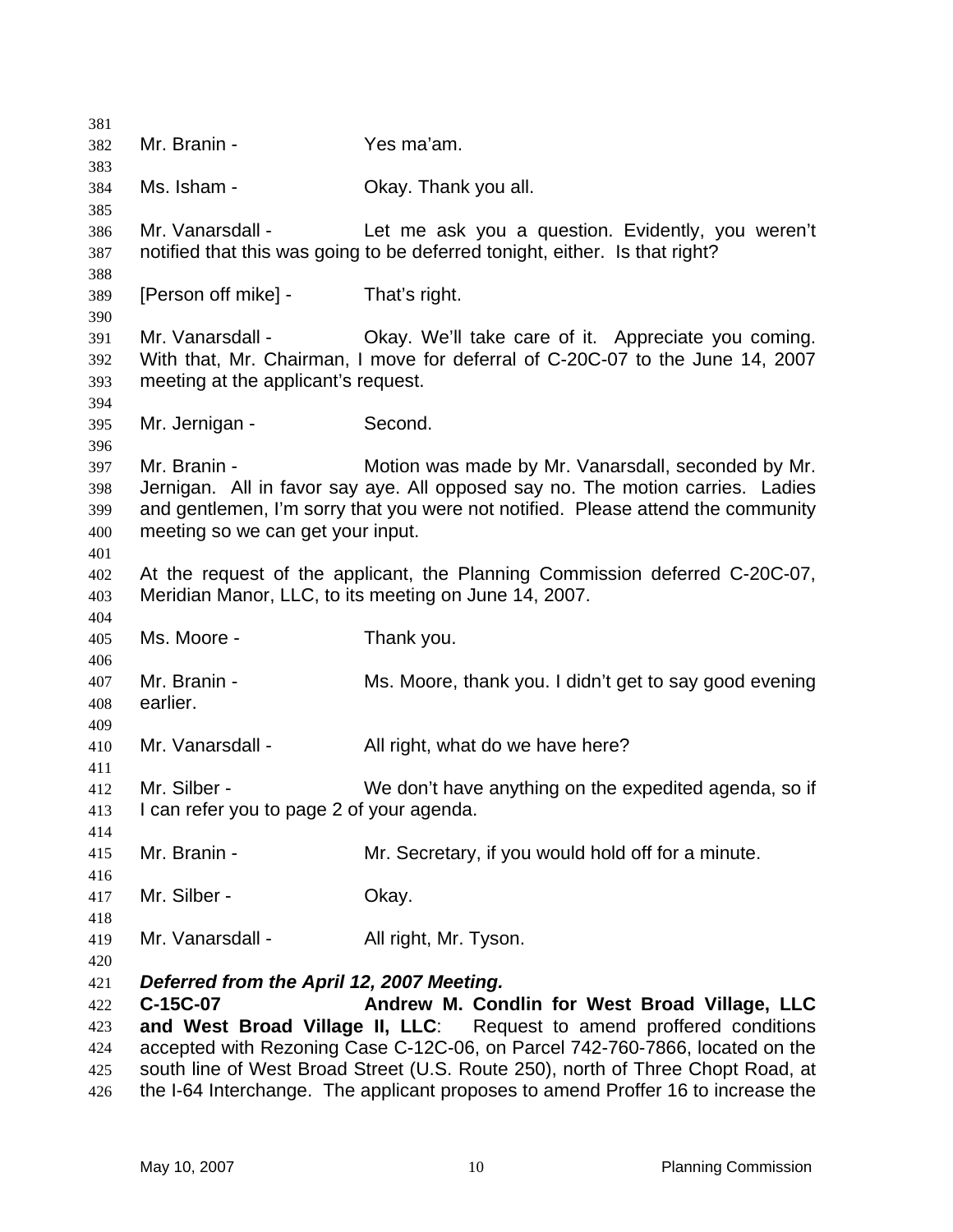Mr. Branin - Yes ma'am.

Ms. Isham - Okay. Thank you all.

Mr. Vanarsdall - Let me ask you a question. Evidently, you weren't notified that this was going to be deferred tonight, either. Is that right?

[Person off mike] - That's right.

Mr. Vanarsdall - Okay. We'll take care of it. Appreciate you coming. With that, Mr. Chairman, I move for deferral of C-20C-07 to the June 14, 2007 meeting at the applicant's request.

Mr. Jernigan - Second.

Mr. Branin - Motion was made by Mr. Vanarsdall, seconded by Mr. Jernigan. All in favor say aye. All opposed say no. The motion carries. Ladies and gentlemen, I'm sorry that you were not notified. Please attend the community meeting so we can get your input.

At the request of the applicant, the Planning Commission deferred C-20C-07, Meridian Manor, LLC, to its meeting on June 14, 2007.

Ms. Moore - Thank you.

Mr. Branin - Ms. Moore, thank you. I didn't get to say good evening earlier.

Mr. Vanarsdall - All right, what do we have here?

Mr. Silber - We don't have anything on the expedited agenda, so if I can refer you to page 2 of your agenda.

Mr. Branin - Mr. Secretary, if you would hold off for a minute.

Mr. Silber - Okay.

Mr. Vanarsdall - All right, Mr. Tyson.

***Deferred from the April 12, 2007 Meeting.***
**C-15C-07 Andrew M. Condlin for West Broad Village, LLC and West Broad Village II, LLC**: Request to amend proffered conditions accepted with Rezoning Case C-12C-06, on Parcel 742-760-7866, located on the south line of West Broad Street (U.S. Route 250), north of Three Chopt Road, at the I-64 Interchange. The applicant proposes to amend Proffer 16 to increase the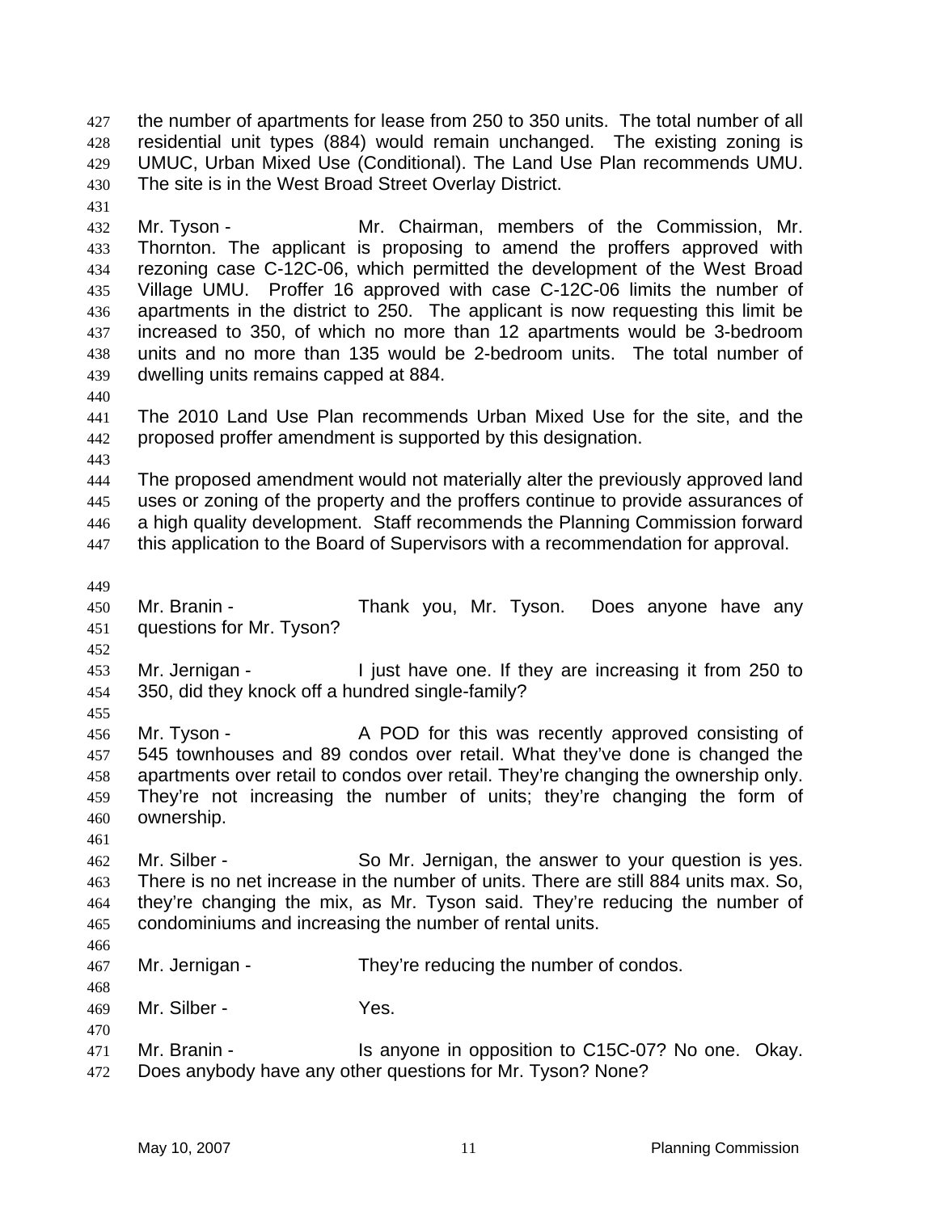the number of apartments for lease from 250 to 350 units. The total number of all residential unit types (884) would remain unchanged. The existing zoning is UMUC, Urban Mixed Use (Conditional). The Land Use Plan recommends UMU. The site is in the West Broad Street Overlay District.

Mr. Tyson - Mr. Chairman, members of the Commission, Mr. Thornton. The applicant is proposing to amend the proffers approved with rezoning case C-12C-06, which permitted the development of the West Broad Village UMU. Proffer 16 approved with case C-12C-06 limits the number of apartments in the district to 250. The applicant is now requesting this limit be increased to 350, of which no more than 12 apartments would be 3-bedroom units and no more than 135 would be 2-bedroom units. The total number of dwelling units remains capped at 884.

The 2010 Land Use Plan recommends Urban Mixed Use for the site, and the proposed proffer amendment is supported by this designation.

The proposed amendment would not materially alter the previously approved land uses or zoning of the property and the proffers continue to provide assurances of a high quality development. Staff recommends the Planning Commission forward this application to the Board of Supervisors with a recommendation for approval.

Mr. Branin - Thank you, Mr. Tyson. Does anyone have any questions for Mr. Tyson?

Mr. Jernigan - I just have one. If they are increasing it from 250 to 350, did they knock off a hundred single-family?

Mr. Tyson - A POD for this was recently approved consisting of 545 townhouses and 89 condos over retail. What they've done is changed the apartments over retail to condos over retail. They're changing the ownership only. They're not increasing the number of units; they're changing the form of ownership.

Mr. Silber - So Mr. Jernigan, the answer to your question is yes. There is no net increase in the number of units. There are still 884 units max. So, they're changing the mix, as Mr. Tyson said. They're reducing the number of condominiums and increasing the number of rental units.

Mr. Jernigan - They're reducing the number of condos.

Mr. Silber - Yes.

Mr. Branin - Is anyone in opposition to C15C-07? No one. Okay. Does anybody have any other questions for Mr. Tyson? None?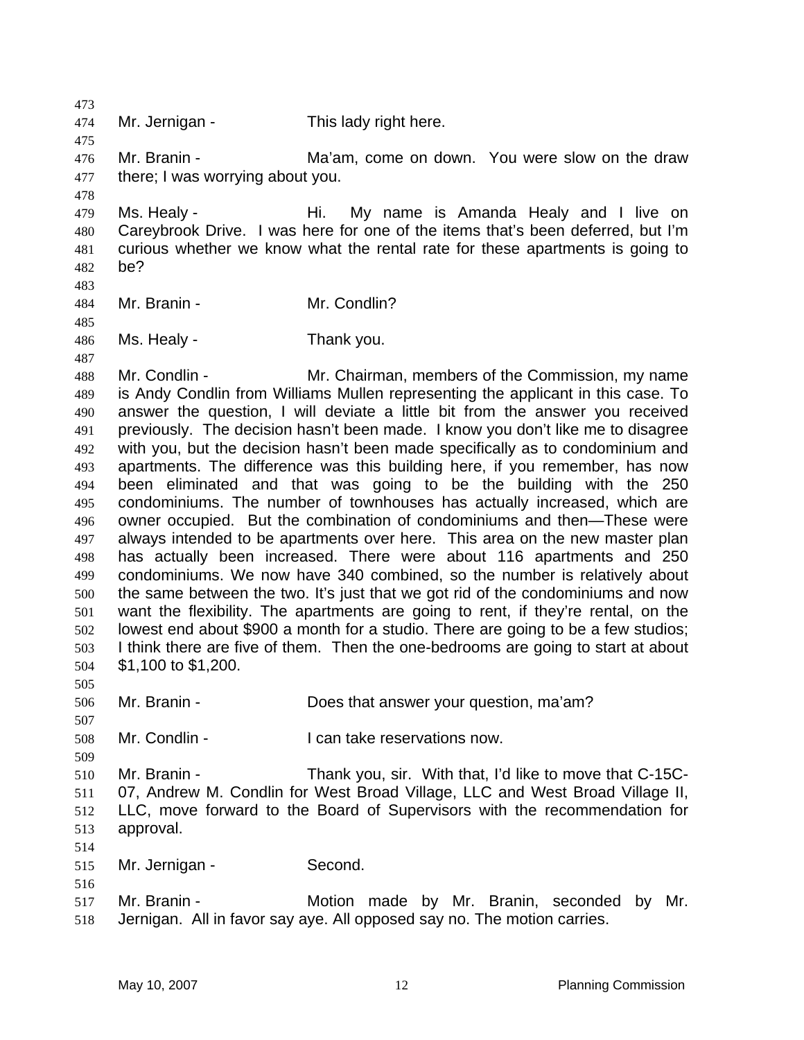Mr. Jernigan - This lady right here.

Mr. Branin - Ma'am, come on down. You were slow on the draw there; I was worrying about you.

Ms. Healy - Hi. My name is Amanda Healy and I live on Careybrook Drive. I was here for one of the items that's been deferred, but I'm curious whether we know what the rental rate for these apartments is going to be?

Mr. Branin - Mr. Condlin?

Ms. Healy - Thank you.

Mr. Condlin - Mr. Chairman, members of the Commission, my name is Andy Condlin from Williams Mullen representing the applicant in this case. To answer the question, I will deviate a little bit from the answer you received previously. The decision hasn't been made. I know you don't like me to disagree with you, but the decision hasn't been made specifically as to condominium and apartments. The difference was this building here, if you remember, has now been eliminated and that was going to be the building with the 250 condominiums. The number of townhouses has actually increased, which are owner occupied. But the combination of condominiums and then—These were always intended to be apartments over here. This area on the new master plan has actually been increased. There were about 116 apartments and 250 condominiums. We now have 340 combined, so the number is relatively about the same between the two. It's just that we got rid of the condominiums and now want the flexibility. The apartments are going to rent, if they're rental, on the lowest end about $900 a month for a studio. There are going to be a few studios; I think there are five of them. Then the one-bedrooms are going to start at about $1,100 to $1,200.

Mr. Branin - Does that answer your question, ma'am?

Mr. Condlin - I can take reservations now.

Mr. Branin - Thank you, sir. With that, I'd like to move that C-15C-07, Andrew M. Condlin for West Broad Village, LLC and West Broad Village II, LLC, move forward to the Board of Supervisors with the recommendation for approval.

Mr. Jernigan - Second.

Mr. Branin - Motion made by Mr. Branin, seconded by Mr. Jernigan. All in favor say aye. All opposed say no. The motion carries.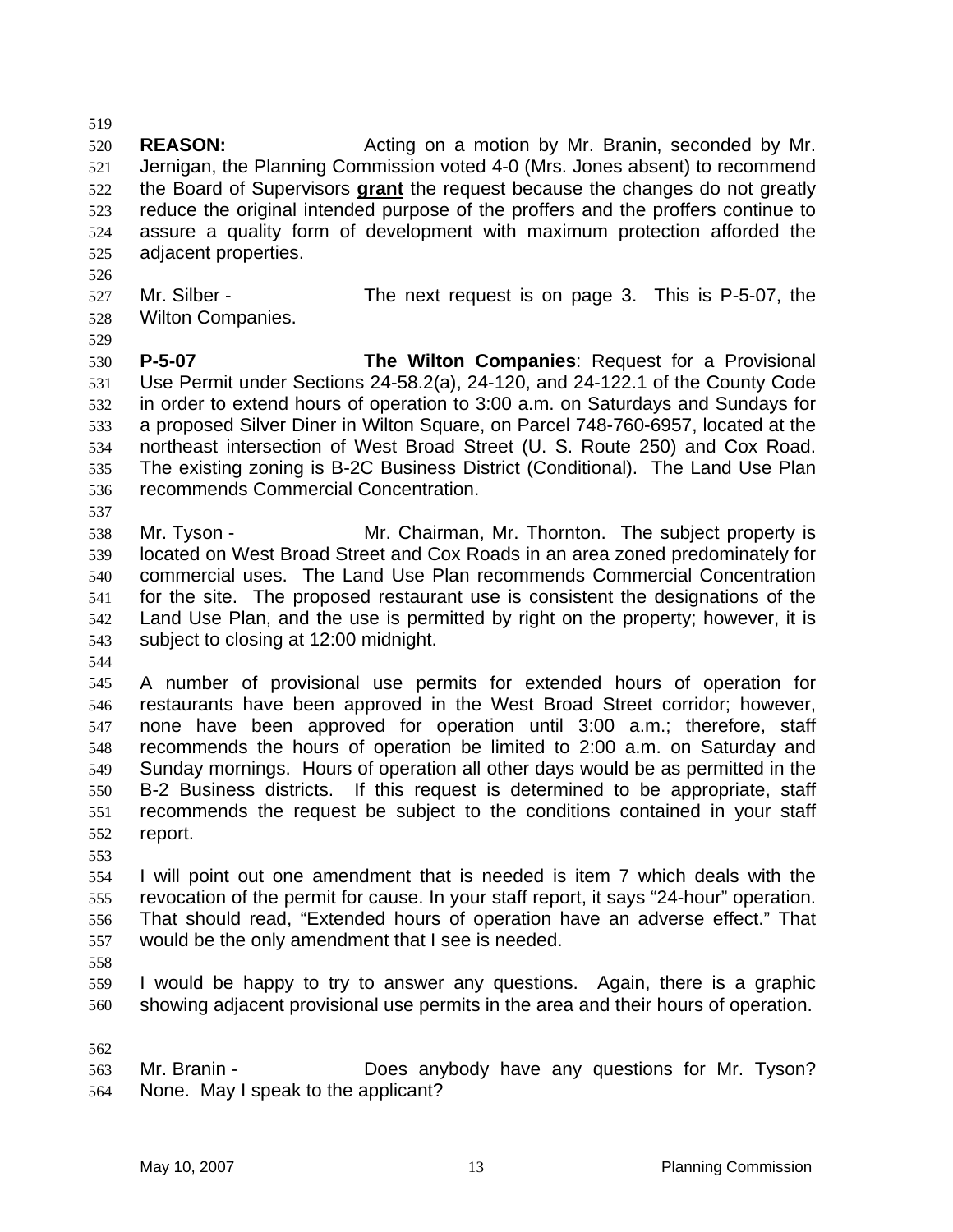**REASON:** Acting on a motion by Mr. Branin, seconded by Mr. Jernigan, the Planning Commission voted 4-0 (Mrs. Jones absent) to recommend the Board of Supervisors **grant** the request because the changes do not greatly reduce the original intended purpose of the proffers and the proffers continue to assure a quality form of development with maximum protection afforded the adjacent properties.

Mr. Silber - The next request is on page 3. This is P-5-07, the Wilton Companies.

**P-5-07** **The Wilton Companies**: Request for a Provisional Use Permit under Sections 24-58.2(a), 24-120, and 24-122.1 of the County Code in order to extend hours of operation to 3:00 a.m. on Saturdays and Sundays for a proposed Silver Diner in Wilton Square, on Parcel 748-760-6957, located at the northeast intersection of West Broad Street (U. S. Route 250) and Cox Road. The existing zoning is B-2C Business District (Conditional). The Land Use Plan recommends Commercial Concentration.

Mr. Tyson - Mr. Chairman, Mr. Thornton. The subject property is located on West Broad Street and Cox Roads in an area zoned predominately for commercial uses. The Land Use Plan recommends Commercial Concentration for the site. The proposed restaurant use is consistent the designations of the Land Use Plan, and the use is permitted by right on the property; however, it is subject to closing at 12:00 midnight.

A number of provisional use permits for extended hours of operation for restaurants have been approved in the West Broad Street corridor; however, none have been approved for operation until 3:00 a.m.; therefore, staff recommends the hours of operation be limited to 2:00 a.m. on Saturday and Sunday mornings. Hours of operation all other days would be as permitted in the B-2 Business districts. If this request is determined to be appropriate, staff recommends the request be subject to the conditions contained in your staff report.

I will point out one amendment that is needed is item 7 which deals with the revocation of the permit for cause. In your staff report, it says "24-hour" operation. That should read, "Extended hours of operation have an adverse effect." That would be the only amendment that I see is needed.

I would be happy to try to answer any questions. Again, there is a graphic showing adjacent provisional use permits in the area and their hours of operation.

Mr. Branin - Does anybody have any questions for Mr. Tyson? None. May I speak to the applicant?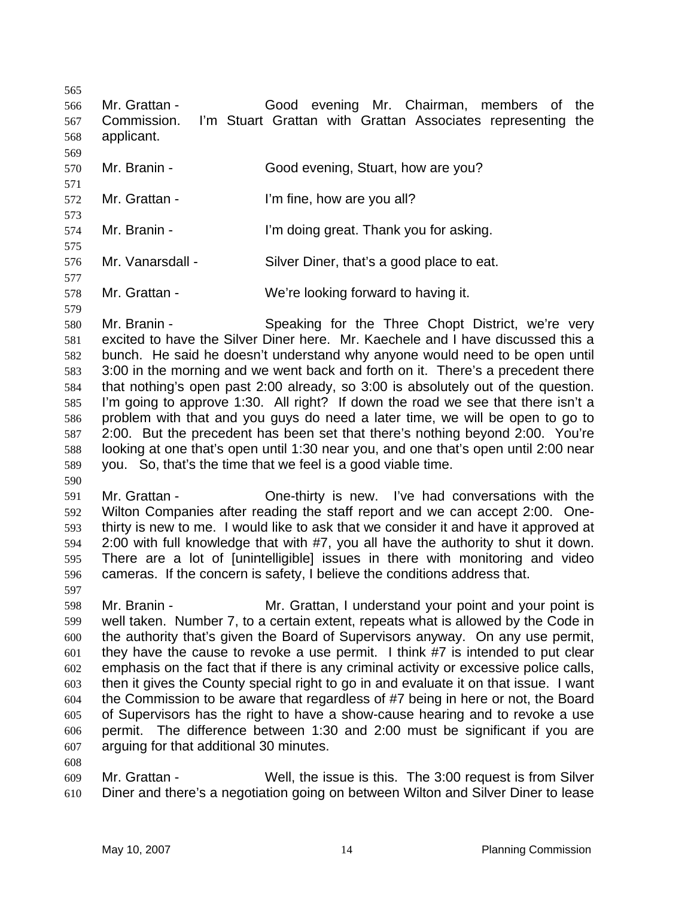Mr. Grattan - Good evening Mr. Chairman, members of the Commission. I'm Stuart Grattan with Grattan Associates representing the applicant.

Mr. Branin - Good evening, Stuart, how are you?

Mr. Grattan - I'm fine, how are you all?

Mr. Branin - I'm doing great. Thank you for asking.

Mr. Vanarsdall - Silver Diner, that's a good place to eat.

Mr. Grattan - We're looking forward to having it.

Mr. Branin - Speaking for the Three Chopt District, we're very excited to have the Silver Diner here. Mr. Kaechele and I have discussed this a bunch. He said he doesn't understand why anyone would need to be open until 3:00 in the morning and we went back and forth on it. There's a precedent there that nothing's open past 2:00 already, so 3:00 is absolutely out of the question. I'm going to approve 1:30. All right? If down the road we see that there isn't a problem with that and you guys do need a later time, we will be open to go to 2:00. But the precedent has been set that there's nothing beyond 2:00. You're looking at one that's open until 1:30 near you, and one that's open until 2:00 near you. So, that's the time that we feel is a good viable time.

Mr. Grattan - One-thirty is new. I've had conversations with the Wilton Companies after reading the staff report and we can accept 2:00. One-thirty is new to me. I would like to ask that we consider it and have it approved at 2:00 with full knowledge that with #7, you all have the authority to shut it down. There are a lot of [unintelligible] issues in there with monitoring and video cameras. If the concern is safety, I believe the conditions address that.

Mr. Branin - Mr. Grattan, I understand your point and your point is well taken. Number 7, to a certain extent, repeats what is allowed by the Code in the authority that's given the Board of Supervisors anyway. On any use permit, they have the cause to revoke a use permit. I think #7 is intended to put clear emphasis on the fact that if there is any criminal activity or excessive police calls, then it gives the County special right to go in and evaluate it on that issue. I want the Commission to be aware that regardless of #7 being in here or not, the Board of Supervisors has the right to have a show-cause hearing and to revoke a use permit. The difference between 1:30 and 2:00 must be significant if you are arguing for that additional 30 minutes.

Mr. Grattan - Well, the issue is this. The 3:00 request is from Silver Diner and there's a negotiation going on between Wilton and Silver Diner to lease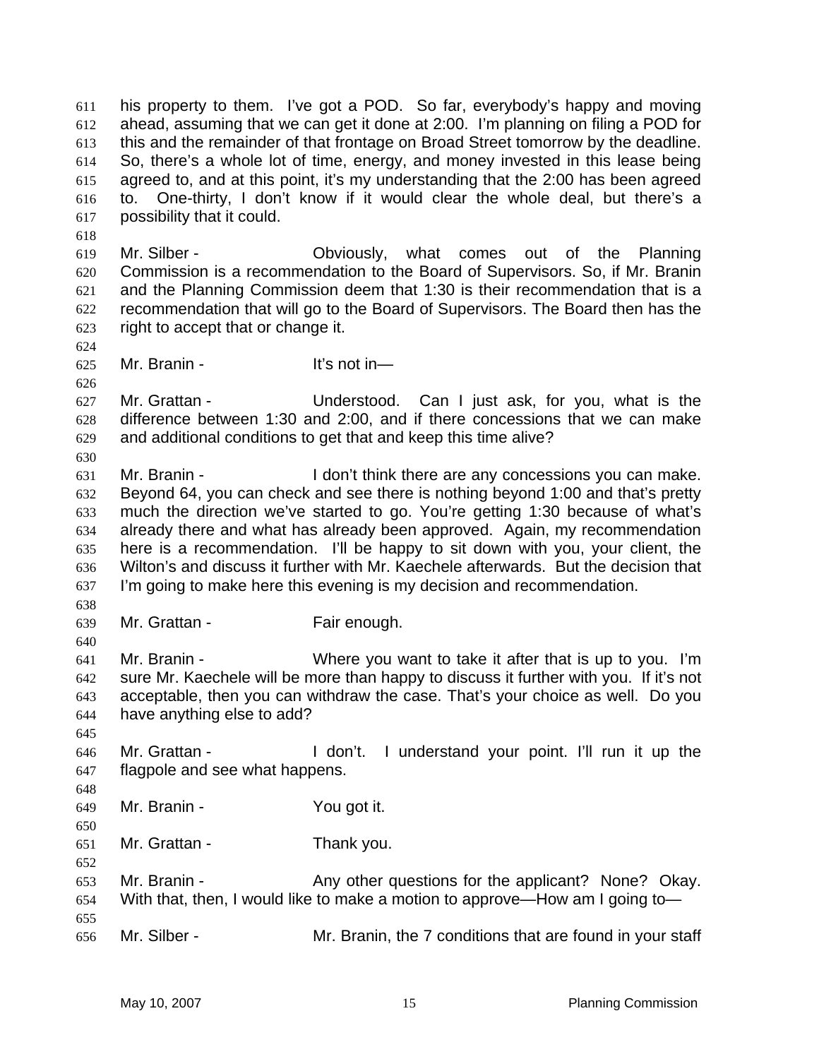his property to them. I've got a POD. So far, everybody's happy and moving ahead, assuming that we can get it done at 2:00. I'm planning on filing a POD for this and the remainder of that frontage on Broad Street tomorrow by the deadline. So, there's a whole lot of time, energy, and money invested in this lease being agreed to, and at this point, it's my understanding that the 2:00 has been agreed to. One-thirty, I don't know if it would clear the whole deal, but there's a possibility that it could.

Mr. Silber - Obviously, what comes out of the Planning Commission is a recommendation to the Board of Supervisors. So, if Mr. Branin and the Planning Commission deem that 1:30 is their recommendation that is a recommendation that will go to the Board of Supervisors. The Board then has the right to accept that or change it.

Mr. Branin - It's not in—

Mr. Grattan - Understood. Can I just ask, for you, what is the difference between 1:30 and 2:00, and if there concessions that we can make and additional conditions to get that and keep this time alive?

Mr. Branin - I don't think there are any concessions you can make. Beyond 64, you can check and see there is nothing beyond 1:00 and that's pretty much the direction we've started to go. You're getting 1:30 because of what's already there and what has already been approved. Again, my recommendation here is a recommendation. I'll be happy to sit down with you, your client, the Wilton's and discuss it further with Mr. Kaechele afterwards. But the decision that I'm going to make here this evening is my decision and recommendation.

Mr. Grattan - Fair enough.

Mr. Branin - Where you want to take it after that is up to you. I'm sure Mr. Kaechele will be more than happy to discuss it further with you. If it's not acceptable, then you can withdraw the case. That's your choice as well. Do you have anything else to add?

Mr. Grattan - I don't. I understand your point. I'll run it up the flagpole and see what happens.

Mr. Branin - You got it.

Mr. Grattan - Thank you.

Mr. Branin - Any other questions for the applicant? None? Okay. With that, then, I would like to make a motion to approve—How am I going to—

Mr. Silber - Mr. Branin, the 7 conditions that are found in your staff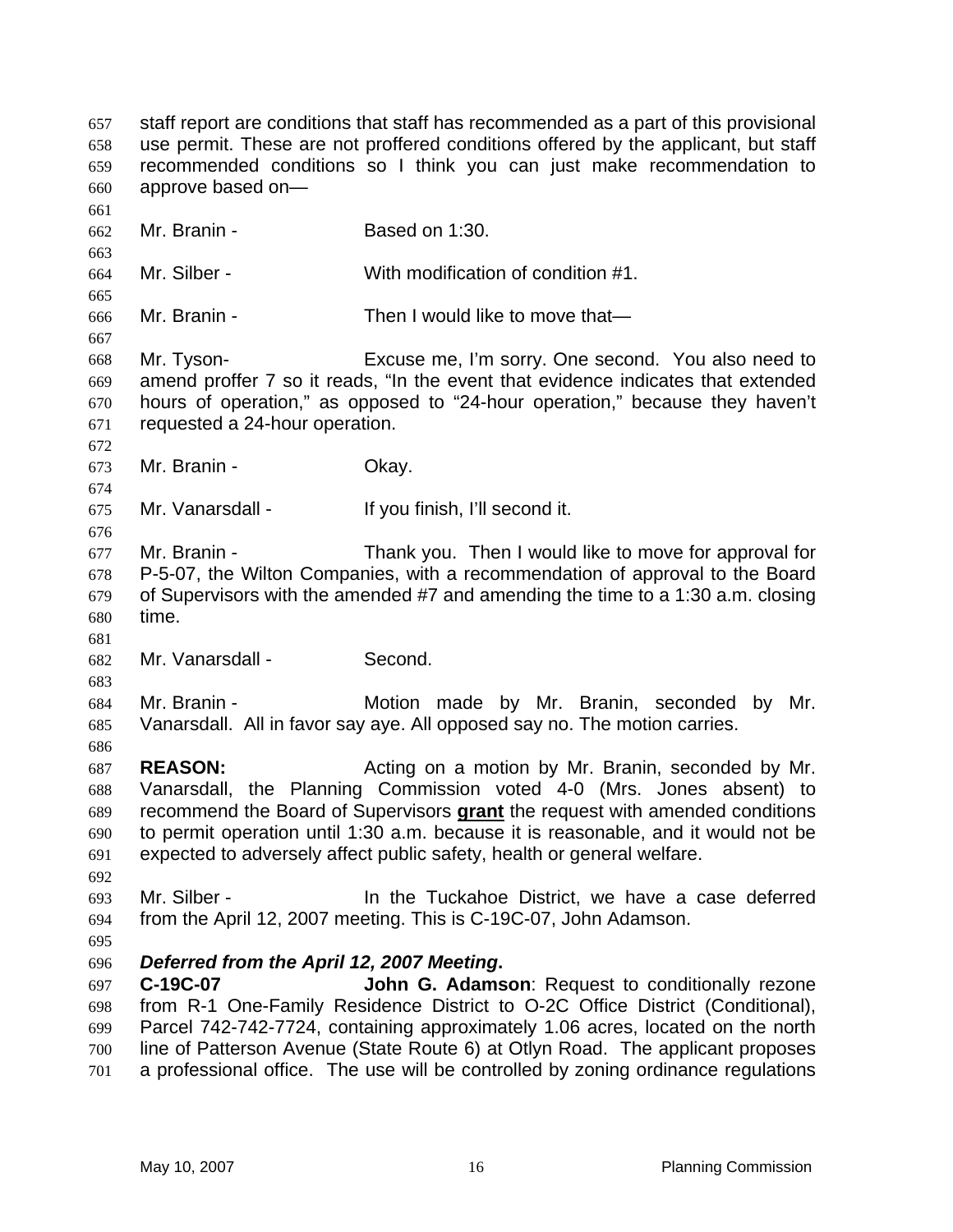staff report are conditions that staff has recommended as a part of this provisional use permit. These are not proffered conditions offered by the applicant, but staff recommended conditions so I think you can just make recommendation to approve based on—

Mr. Branin - Based on 1:30.

Mr. Silber - With modification of condition #1.

Mr. Branin - Then I would like to move that—

Mr. Tyson- Excuse me, I'm sorry. One second. You also need to amend proffer 7 so it reads, "In the event that evidence indicates that extended hours of operation," as opposed to "24-hour operation," because they haven't requested a 24-hour operation.

Mr. Branin - Okay.

Mr. Vanarsdall - If you finish, I'll second it.

Mr. Branin - Thank you. Then I would like to move for approval for P-5-07, the Wilton Companies, with a recommendation of approval to the Board of Supervisors with the amended #7 and amending the time to a 1:30 a.m. closing time.

Mr. Vanarsdall - Second.

Mr. Branin - Motion made by Mr. Branin, seconded by Mr. Vanarsdall. All in favor say aye. All opposed say no. The motion carries.

**REASON:** Acting on a motion by Mr. Branin, seconded by Mr. Vanarsdall, the Planning Commission voted 4-0 (Mrs. Jones absent) to recommend the Board of Supervisors **grant** the request with amended conditions to permit operation until 1:30 a.m. because it is reasonable, and it would not be expected to adversely affect public safety, health or general welfare.

Mr. Silber - In the Tuckahoe District, we have a case deferred from the April 12, 2007 meeting. This is C-19C-07, John Adamson.

***Deferred from the April 12, 2007 Meeting*.**

**C-19C-07** **John G. Adamson**: Request to conditionally rezone from R-1 One-Family Residence District to O-2C Office District (Conditional), Parcel 742-742-7724, containing approximately 1.06 acres, located on the north line of Patterson Avenue (State Route 6) at Otlyn Road. The applicant proposes a professional office. The use will be controlled by zoning ordinance regulations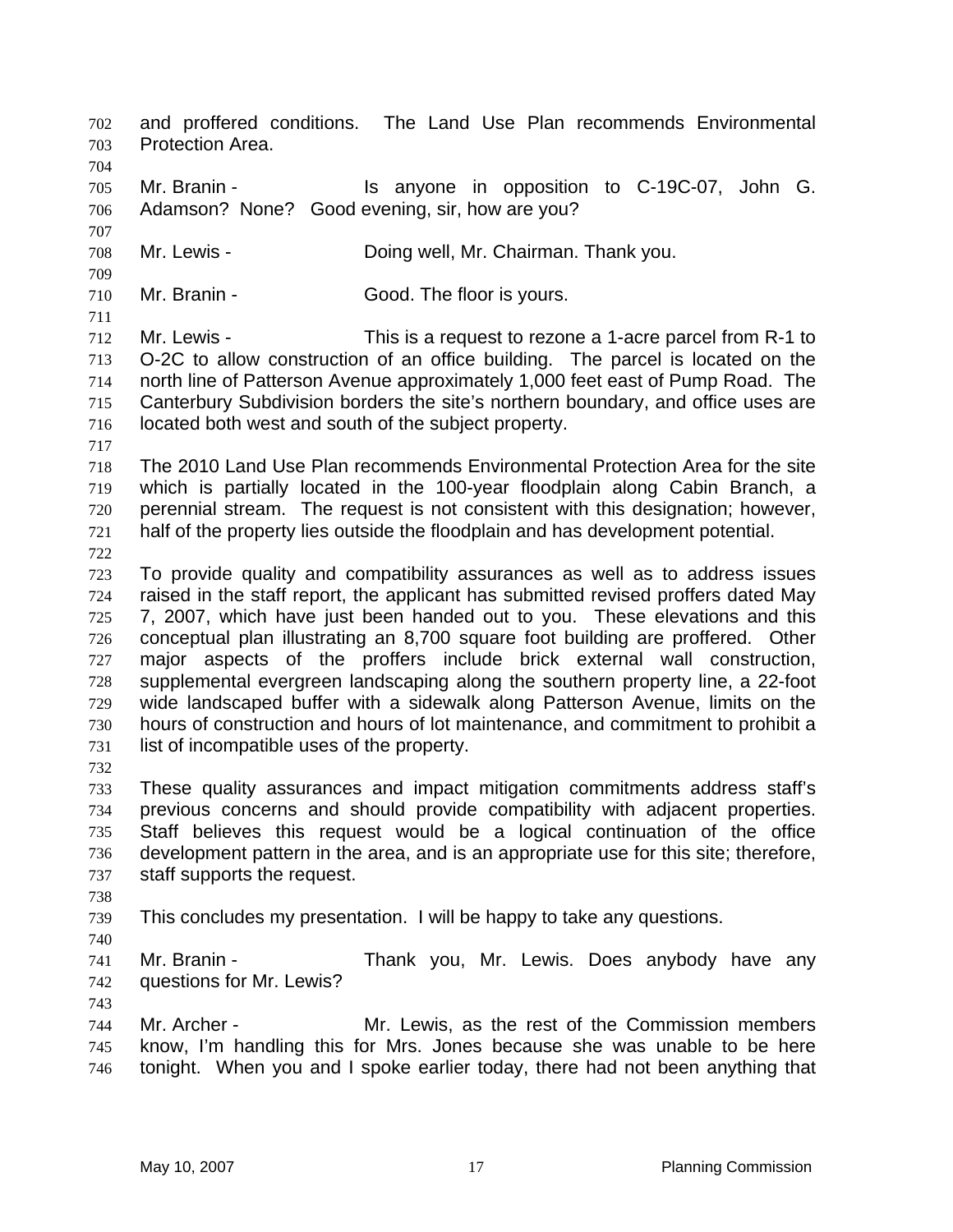and proffered conditions. The Land Use Plan recommends Environmental Protection Area.

Mr. Branin - Is anyone in opposition to C-19C-07, John G. Adamson? None? Good evening, sir, how are you?

Mr. Lewis - Doing well, Mr. Chairman. Thank you.

Mr. Branin - Good. The floor is yours.

Mr. Lewis - This is a request to rezone a 1-acre parcel from R-1 to O-2C to allow construction of an office building. The parcel is located on the north line of Patterson Avenue approximately 1,000 feet east of Pump Road. The Canterbury Subdivision borders the site's northern boundary, and office uses are located both west and south of the subject property.

The 2010 Land Use Plan recommends Environmental Protection Area for the site which is partially located in the 100-year floodplain along Cabin Branch, a perennial stream. The request is not consistent with this designation; however, half of the property lies outside the floodplain and has development potential.

To provide quality and compatibility assurances as well as to address issues raised in the staff report, the applicant has submitted revised proffers dated May 7, 2007, which have just been handed out to you. These elevations and this conceptual plan illustrating an 8,700 square foot building are proffered. Other major aspects of the proffers include brick external wall construction, supplemental evergreen landscaping along the southern property line, a 22-foot wide landscaped buffer with a sidewalk along Patterson Avenue, limits on the hours of construction and hours of lot maintenance, and commitment to prohibit a list of incompatible uses of the property.

These quality assurances and impact mitigation commitments address staff's previous concerns and should provide compatibility with adjacent properties. Staff believes this request would be a logical continuation of the office development pattern in the area, and is an appropriate use for this site; therefore, staff supports the request.

This concludes my presentation. I will be happy to take any questions.

Mr. Branin - Thank you, Mr. Lewis. Does anybody have any questions for Mr. Lewis?

Mr. Archer - Mr. Lewis, as the rest of the Commission members know, I'm handling this for Mrs. Jones because she was unable to be here tonight. When you and I spoke earlier today, there had not been anything that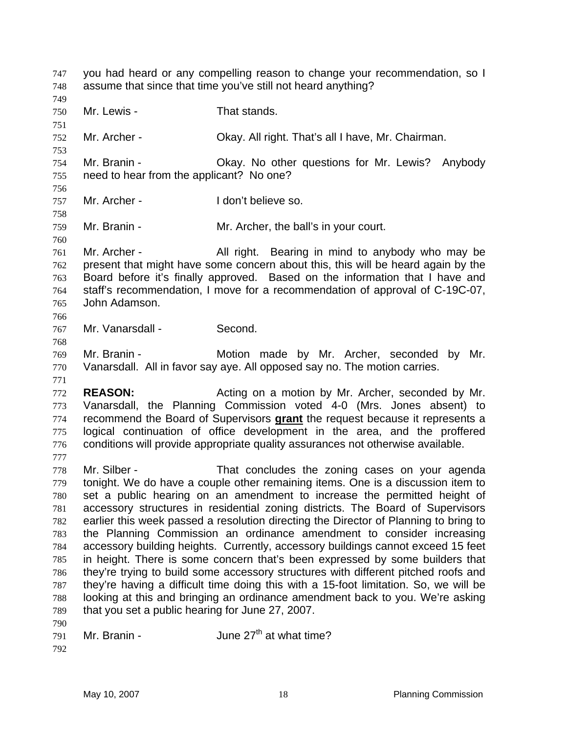you had heard or any compelling reason to change your recommendation, so I assume that since that time you've still not heard anything?

Mr. Lewis - That stands.

Mr. Archer - Okay. All right. That's all I have, Mr. Chairman.

Mr. Branin - Okay. No other questions for Mr. Lewis? Anybody need to hear from the applicant? No one?

Mr. Archer - I don't believe so.

Mr. Branin - Mr. Archer, the ball's in your court.

Mr. Archer - All right. Bearing in mind to anybody who may be present that might have some concern about this, this will be heard again by the Board before it's finally approved. Based on the information that I have and staff's recommendation, I move for a recommendation of approval of C-19C-07, John Adamson.

Mr. Vanarsdall - Second.

Mr. Branin - Motion made by Mr. Archer, seconded by Mr. Vanarsdall. All in favor say aye. All opposed say no. The motion carries.

**REASON:** Acting on a motion by Mr. Archer, seconded by Mr. Vanarsdall, the Planning Commission voted 4-0 (Mrs. Jones absent) to recommend the Board of Supervisors **grant** the request because it represents a logical continuation of office development in the area, and the proffered conditions will provide appropriate quality assurances not otherwise available.

Mr. Silber - That concludes the zoning cases on your agenda tonight. We do have a couple other remaining items. One is a discussion item to set a public hearing on an amendment to increase the permitted height of accessory structures in residential zoning districts. The Board of Supervisors earlier this week passed a resolution directing the Director of Planning to bring to the Planning Commission an ordinance amendment to consider increasing accessory building heights. Currently, accessory buildings cannot exceed 15 feet in height. There is some concern that's been expressed by some builders that they're trying to build some accessory structures with different pitched roofs and they're having a difficult time doing this with a 15-foot limitation. So, we will be looking at this and bringing an ordinance amendment back to you. We're asking that you set a public hearing for June 27, 2007.

Mr. Branin - June 27th at what time?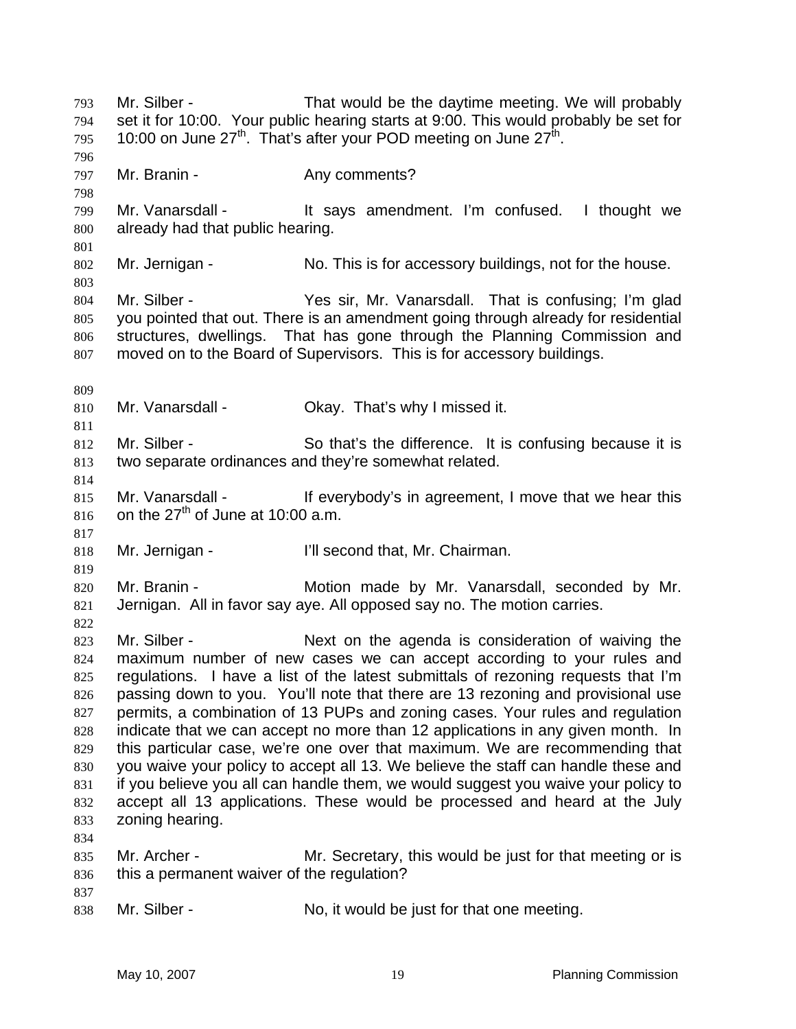793 Mr. Silber - That would be the daytime meeting. We will probably
794 set it for 10:00. Your public hearing starts at 9:00. This would probably be set for
795 10:00 on June 27th. That's after your POD meeting on June 27th.

797 Mr. Branin - Any comments?

799 Mr. Vanarsdall - It says amendment. I'm confused. I thought we
800 already had that public hearing.

802 Mr. Jernigan - No. This is for accessory buildings, not for the house.

804 Mr. Silber - Yes sir, Mr. Vanarsdall. That is confusing; I'm glad
805 you pointed that out. There is an amendment going through already for residential
806 structures, dwellings. That has gone through the Planning Commission and
807 moved on to the Board of Supervisors. This is for accessory buildings.

810 Mr. Vanarsdall - Okay. That's why I missed it.

812 Mr. Silber - So that's the difference. It is confusing because it is
813 two separate ordinances and they're somewhat related.

815 Mr. Vanarsdall - If everybody's in agreement, I move that we hear this
816 on the 27th of June at 10:00 a.m.

818 Mr. Jernigan - I'll second that, Mr. Chairman.

820 Mr. Branin - Motion made by Mr. Vanarsdall, seconded by Mr.
821 Jernigan. All in favor say aye. All opposed say no. The motion carries.

823 Mr. Silber - Next on the agenda is consideration of waiving the
824 maximum number of new cases we can accept according to your rules and
825 regulations. I have a list of the latest submittals of rezoning requests that I'm
826 passing down to you. You'll note that there are 13 rezoning and provisional use
827 permits, a combination of 13 PUPs and zoning cases. Your rules and regulation
828 indicate that we can accept no more than 12 applications in any given month. In
829 this particular case, we're one over that maximum. We are recommending that
830 you waive your policy to accept all 13. We believe the staff can handle these and
831 if you believe you all can handle them, we would suggest you waive your policy to
832 accept all 13 applications. These would be processed and heard at the July
833 zoning hearing.

835 Mr. Archer - Mr. Secretary, this would be just for that meeting or is
836 this a permanent waiver of the regulation?

838 Mr. Silber - No, it would be just for that one meeting.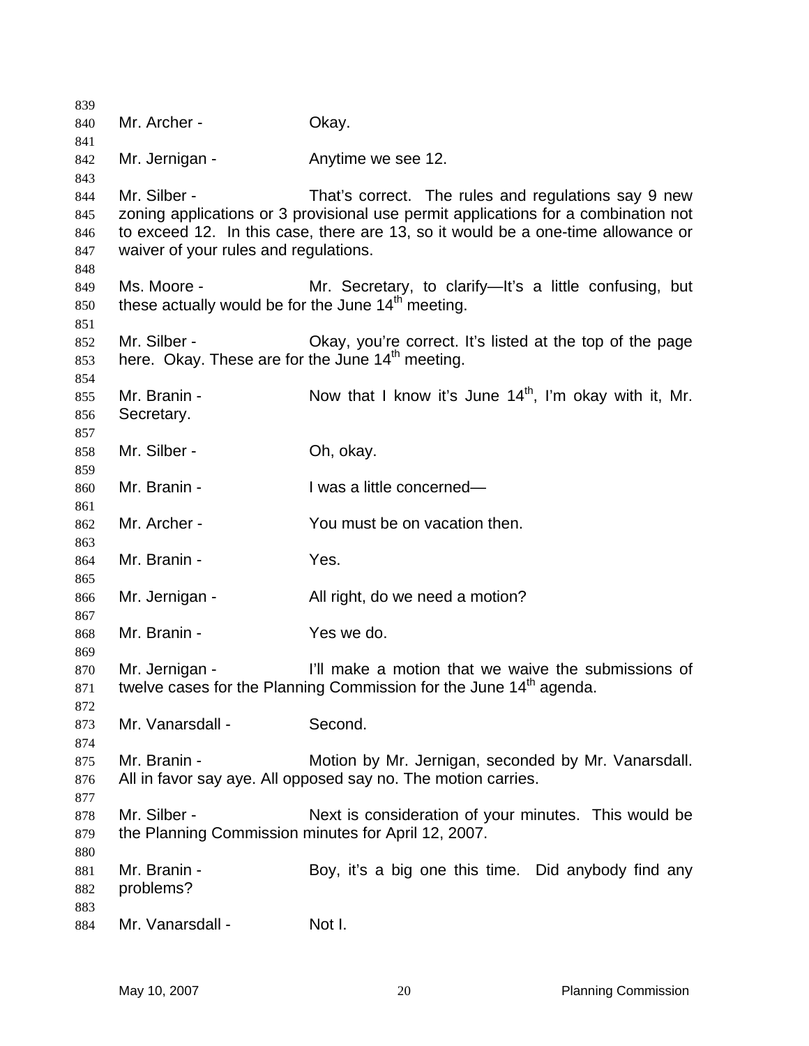Mr. Archer - Okay.

Mr. Jernigan - Anytime we see 12.

Mr. Silber - That's correct. The rules and regulations say 9 new zoning applications or 3 provisional use permit applications for a combination not to exceed 12. In this case, there are 13, so it would be a one-time allowance or waiver of your rules and regulations.

Ms. Moore - Mr. Secretary, to clarify—It's a little confusing, but these actually would be for the June 14th meeting.

Mr. Silber - Okay, you're correct. It's listed at the top of the page here. Okay. These are for the June 14th meeting.

Mr. Branin - Now that I know it's June 14th, I'm okay with it, Mr. Secretary.

Mr. Silber - Oh, okay.

Mr. Branin - I was a little concerned—

Mr. Archer - You must be on vacation then.

Mr. Branin - Yes.

Mr. Jernigan - All right, do we need a motion?

Mr. Branin - Yes we do.

Mr. Jernigan - I'll make a motion that we waive the submissions of twelve cases for the Planning Commission for the June 14th agenda.

Mr. Vanarsdall - Second.

Mr. Branin - Motion by Mr. Jernigan, seconded by Mr. Vanarsdall. All in favor say aye. All opposed say no. The motion carries.

Mr. Silber - Next is consideration of your minutes. This would be the Planning Commission minutes for April 12, 2007.

Mr. Branin - Boy, it's a big one this time. Did anybody find any problems?

Mr. Vanarsdall - Not I.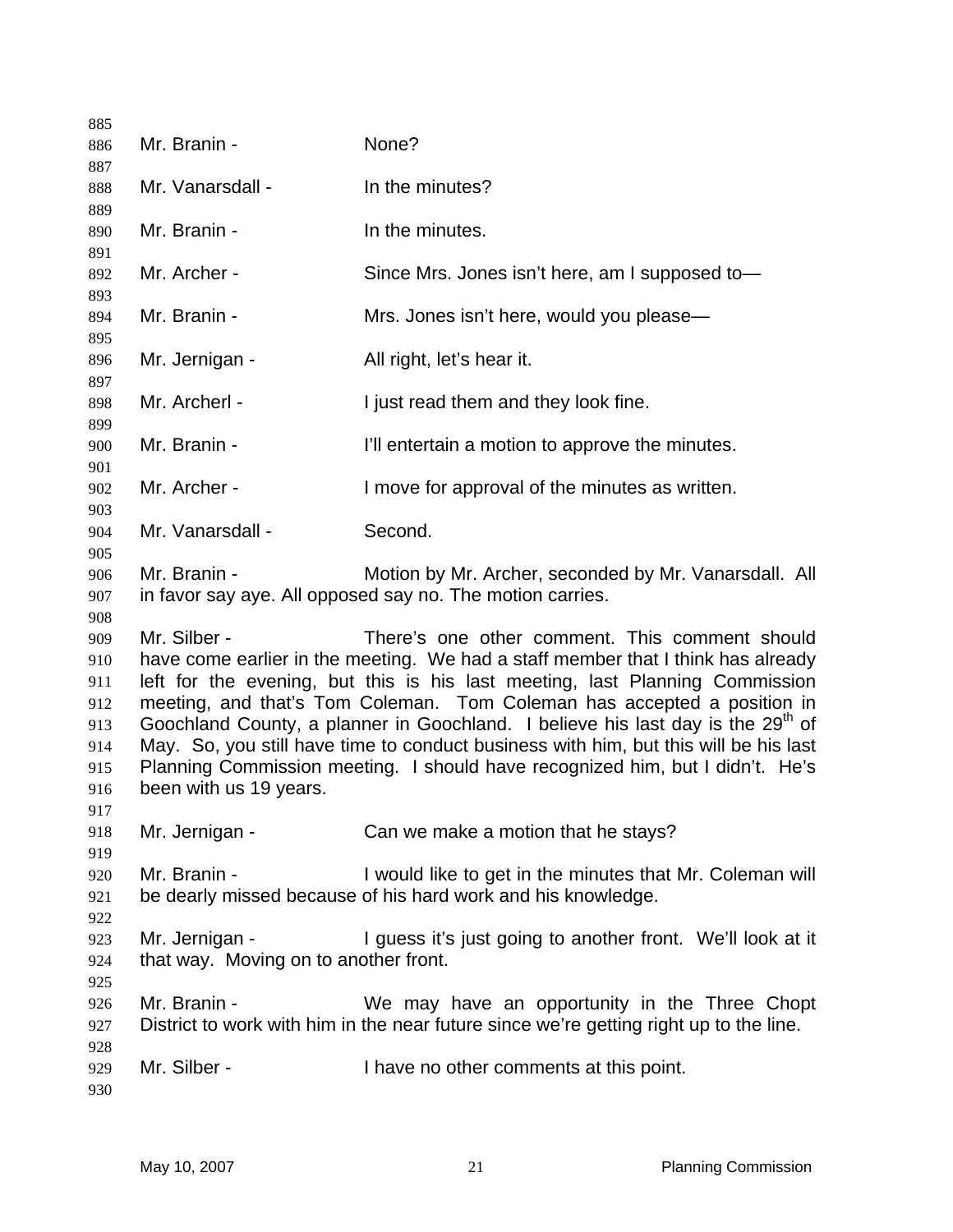Mr. Branin - None?

Mr. Vanarsdall - In the minutes?

Mr. Branin - In the minutes.

Mr. Archer - Since Mrs. Jones isn't here, am I supposed to—

Mr. Branin - Mrs. Jones isn't here, would you please—

Mr. Jernigan - All right, let's hear it.

Mr. Archerl - I just read them and they look fine.

Mr. Branin - I'll entertain a motion to approve the minutes.

Mr. Archer - I move for approval of the minutes as written.

Mr. Vanarsdall - Second.

Mr. Branin - Motion by Mr. Archer, seconded by Mr. Vanarsdall. All in favor say aye. All opposed say no. The motion carries.

Mr. Silber - There's one other comment. This comment should have come earlier in the meeting. We had a staff member that I think has already left for the evening, but this is his last meeting, last Planning Commission meeting, and that's Tom Coleman. Tom Coleman has accepted a position in Goochland County, a planner in Goochland. I believe his last day is the 29th of May. So, you still have time to conduct business with him, but this will be his last Planning Commission meeting. I should have recognized him, but I didn't. He's been with us 19 years.

Mr. Jernigan - Can we make a motion that he stays?

Mr. Branin - I would like to get in the minutes that Mr. Coleman will be dearly missed because of his hard work and his knowledge.

Mr. Jernigan - I guess it's just going to another front. We'll look at it that way. Moving on to another front.

Mr. Branin - We may have an opportunity in the Three Chopt District to work with him in the near future since we're getting right up to the line.

Mr. Silber - I have no other comments at this point.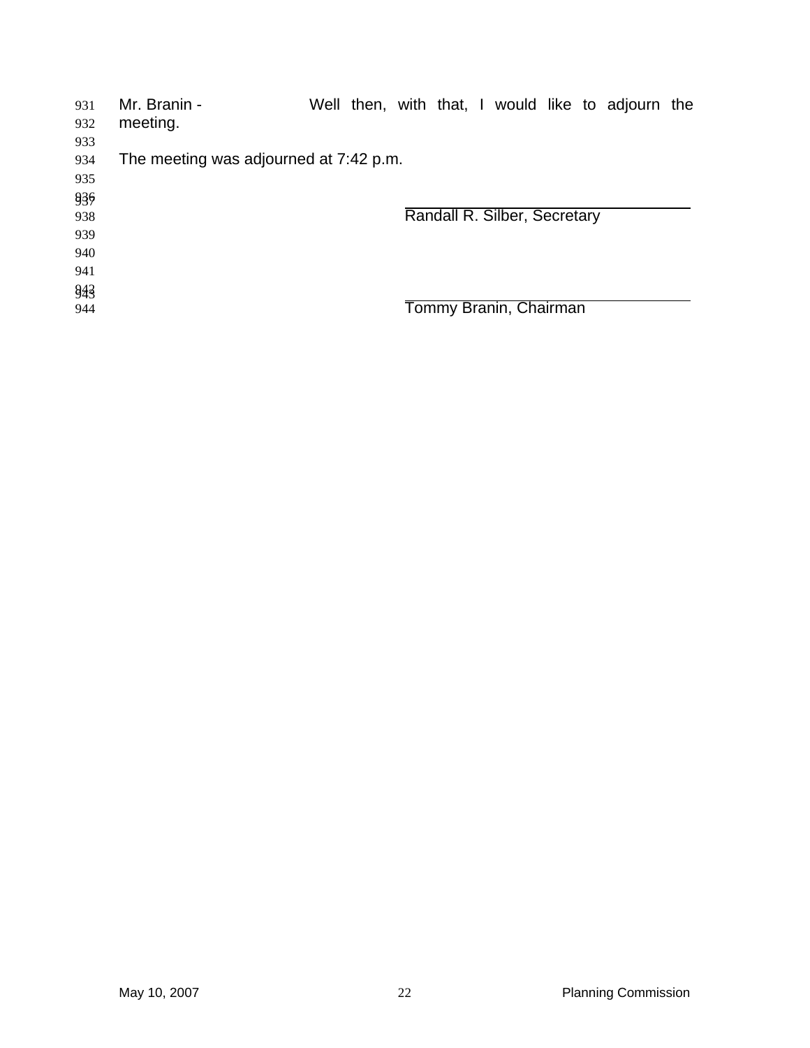Mr. Branin - Well then, with that, I would like to adjourn the meeting.

The meeting was adjourned at 7:42 p.m.

\_\_\_\_\_\_\_\_\_\_\_\_\_\_\_\_\_\_\_\_\_\_\_\_\_\_\_\_\_\_\_\_

Randall R. Silber, Secretary

\_\_\_\_\_\_\_\_\_\_\_\_\_\_\_\_\_\_\_\_\_\_\_\_\_\_\_\_\_\_\_\_

Tommy Branin, Chairman